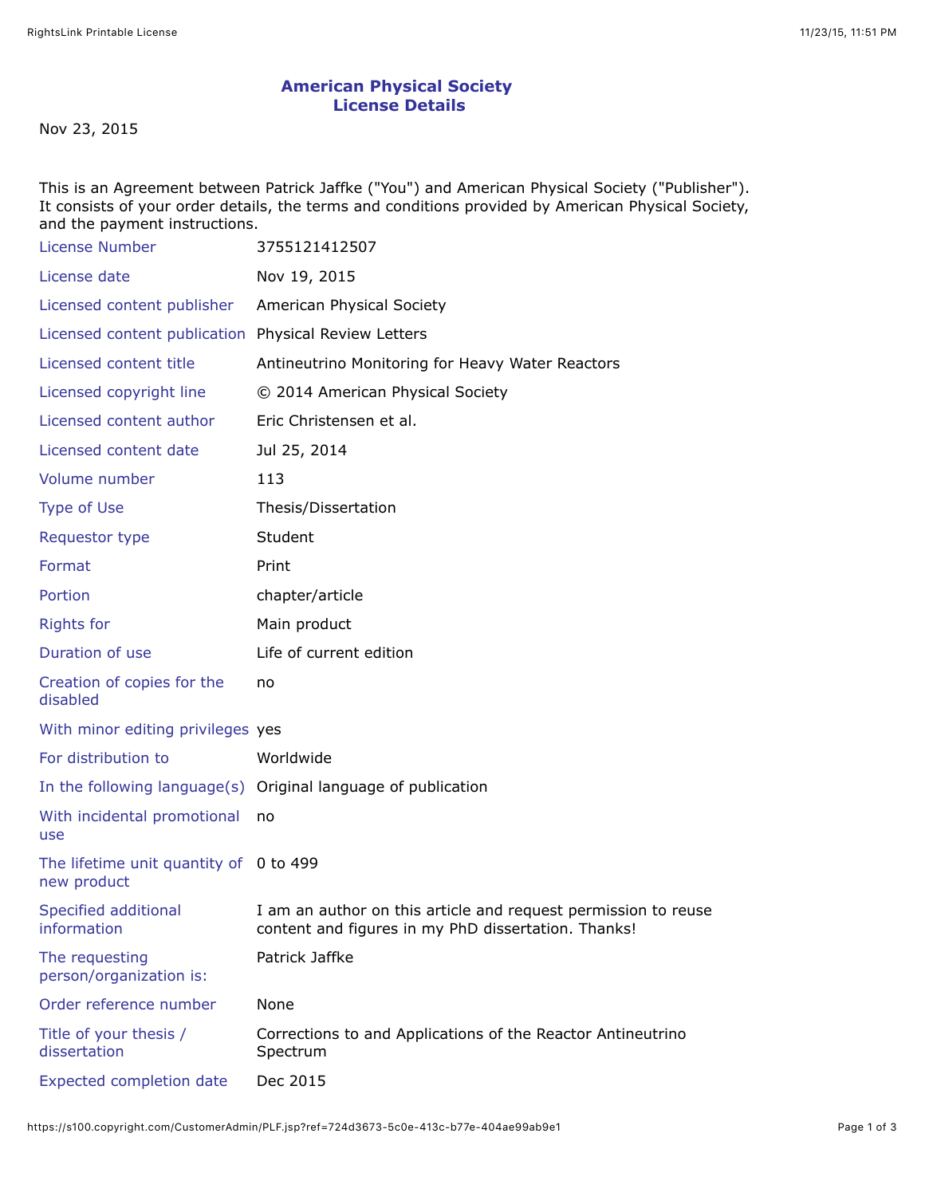# American Physical Society License Details

Nov 23, 2015

This is an Agreement between Patrick Jaffke ("You") and American Physical Society ("Publisher"). It consists of your order details, the terms and conditions provided by American Physical Society, and the payment instructions.

| | |
|---|---|
| License Number | 3755121412507 |
| License date | Nov 19, 2015 |
| Licensed content publisher | American Physical Society |
| Licensed content publication | Physical Review Letters |
| Licensed content title | Antineutrino Monitoring for Heavy Water Reactors |
| Licensed copyright line | © 2014 American Physical Society |
| Licensed content author | Eric Christensen et al. |
| Licensed content date | Jul 25, 2014 |
| Volume number | 113 |
| Type of Use | Thesis/Dissertation |
| Requestor type | Student |
| Format | Print |
| Portion | chapter/article |
| Rights for | Main product |
| Duration of use | Life of current edition |
| Creation of copies for the disabled | no |
| With minor editing privileges | yes |
| For distribution to | Worldwide |
| In the following language(s) | Original language of publication |
| With incidental promotional use | no |
| The lifetime unit quantity of new product | 0 to 499 |
| Specified additional information | I am an author on this article and request permission to reuse content and figures in my PhD dissertation. Thanks! |
| The requesting person/organization is: | Patrick Jaffke |
| Order reference number | None |
| Title of your thesis / dissertation | Corrections to and Applications of the Reactor Antineutrino Spectrum |
| Expected completion date | Dec 2015 |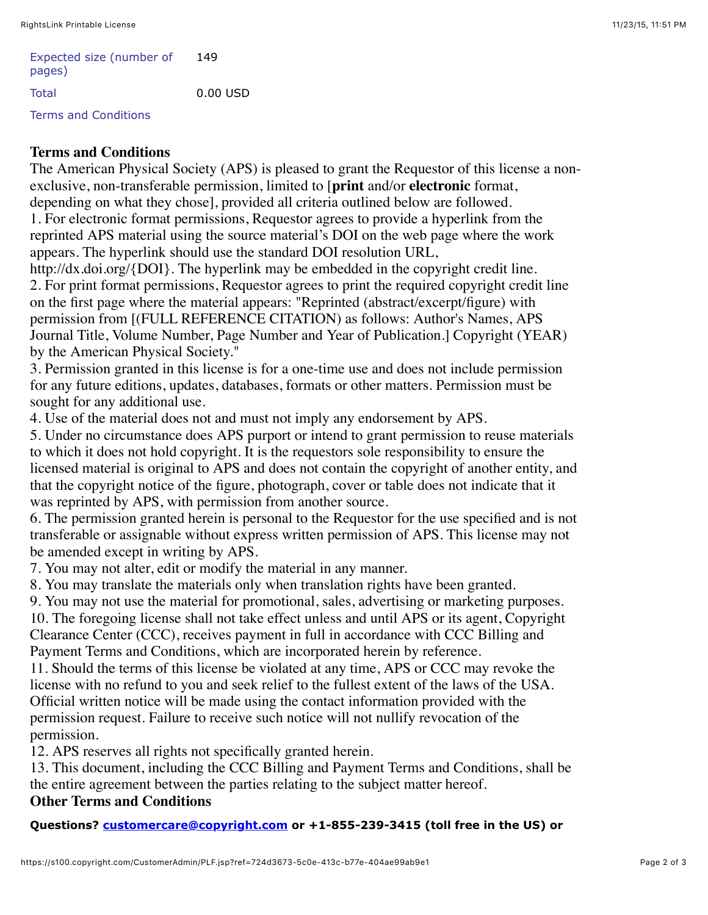| | |
|---|---|
| Expected size (number of pages) | 149 |
| Total | 0.00 USD |
| Terms and Conditions | |

**Terms and Conditions**

The American Physical Society (APS) is pleased to grant the Requestor of this license a non-exclusive, non-transferable permission, limited to [**print** and/or **electronic** format, depending on what they chose], provided all criteria outlined below are followed.

1. For electronic format permissions, Requestor agrees to provide a hyperlink from the reprinted APS material using the source material's DOI on the web page where the work appears. The hyperlink should use the standard DOI resolution URL, http://dx.doi.org/{DOI}. The hyperlink may be embedded in the copyright credit line.
2. For print format permissions, Requestor agrees to print the required copyright credit line on the first page where the material appears: "Reprinted (abstract/excerpt/figure) with permission from [(FULL REFERENCE CITATION) as follows: Author's Names, APS Journal Title, Volume Number, Page Number and Year of Publication.] Copyright (YEAR) by the American Physical Society."
3. Permission granted in this license is for a one-time use and does not include permission for any future editions, updates, databases, formats or other matters. Permission must be sought for any additional use.
4. Use of the material does not and must not imply any endorsement by APS.
5. Under no circumstance does APS purport or intend to grant permission to reuse materials to which it does not hold copyright. It is the requestors sole responsibility to ensure the licensed material is original to APS and does not contain the copyright of another entity, and that the copyright notice of the figure, photograph, cover or table does not indicate that it was reprinted by APS, with permission from another source.
6. The permission granted herein is personal to the Requestor for the use specified and is not transferable or assignable without express written permission of APS. This license may not be amended except in writing by APS.
7. You may not alter, edit or modify the material in any manner.
8. You may translate the materials only when translation rights have been granted.
9. You may not use the material for promotional, sales, advertising or marketing purposes.
10. The foregoing license shall not take effect unless and until APS or its agent, Copyright Clearance Center (CCC), receives payment in full in accordance with CCC Billing and Payment Terms and Conditions, which are incorporated herein by reference.
11. Should the terms of this license be violated at any time, APS or CCC may revoke the license with no refund to you and seek relief to the fullest extent of the laws of the USA. Official written notice will be made using the contact information provided with the permission request. Failure to receive such notice will not nullify revocation of the permission.
12. APS reserves all rights not specifically granted herein.
13. This document, including the CCC Billing and Payment Terms and Conditions, shall be the entire agreement between the parties relating to the subject matter hereof.

**Other Terms and Conditions**

**Questions? customercare@copyright.com or +1-855-239-3415 (toll free in the US) or**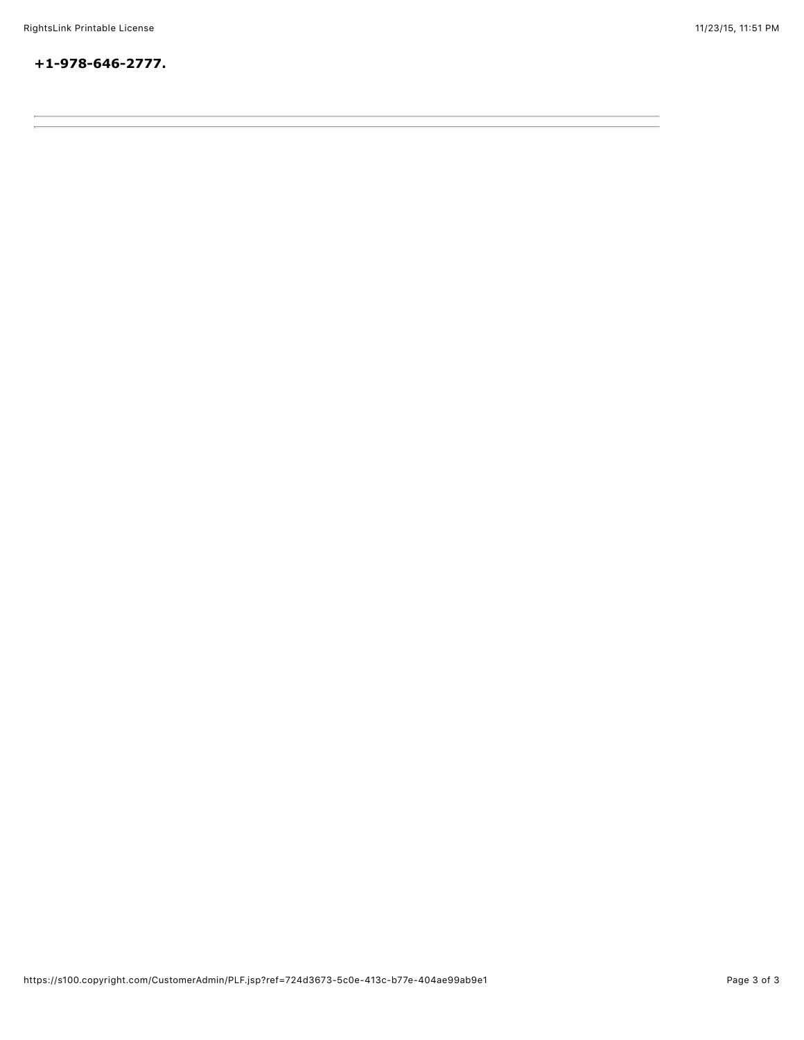**+1-978-646-2777.**

---

---